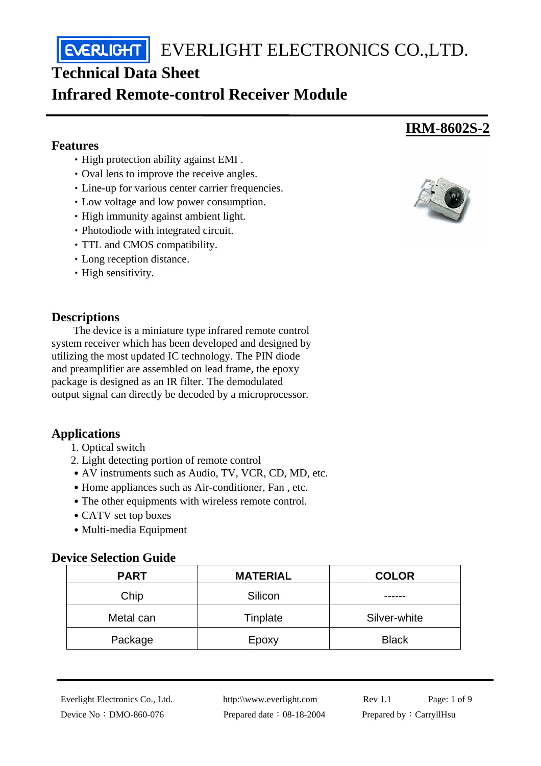# EVERLIGHT ELECTRONICS CO.,LTD.

## Technical Data Sheet

## Infrared Remote-control Receiver Module

**IRM-8602S-2**

### Features

- High protection ability against EMI .
- Oval lens to improve the receive angles.
- Line-up for various center carrier frequencies.
- Low voltage and low power consumption.
- High immunity against ambient light.
- Photodiode with integrated circuit.
- TTL and CMOS compatibility.
- Long reception distance.
- High sensitivity.

### Descriptions

The device is a miniature type infrared remote control system receiver which has been developed and designed by utilizing the most updated IC technology. The PIN diode and preamplifier are assembled on lead frame, the epoxy package is designed as an IR filter. The demodulated output signal can directly be decoded by a microprocessor.

### Applications

1. Optical switch
2. Light detecting portion of remote control

- AV instruments such as Audio, TV, VCR, CD, MD, etc.
- Home appliances such as Air-conditioner, Fan , etc.
- The other equipments with wireless remote control.
- CATV set top boxes
- Multi-media Equipment

### Device Selection Guide

| PART | MATERIAL | COLOR |
|---|---|---|
| Chip | Silicon | ------ |
| Metal can | Tinplate | Silver-white |
| Package | Epoxy | Black |

Everlight Electronics Co., Ltd. http:\\www.everlight.com Rev 1.1

Device No：DMO-860-076 Prepared date：08-18-2004 Prepared by：CarryllHsu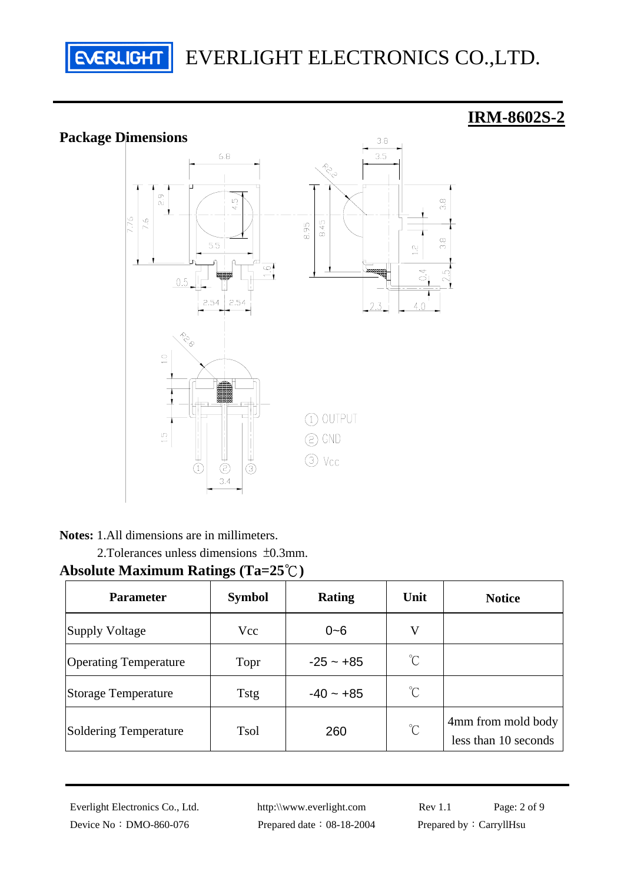# IRM-8602S-2

## Package Dimensions

① OUTPUT
② GND
③ Vcc

**Notes:** 1.All dimensions are in millimeters.

2.Tolerances unless dimensions ±0.3mm.

## Absolute Maximum Ratings (Ta=25℃)

| Parameter | Symbol | Rating | Unit | Notice |
|---|---|---|---|---|
| Supply Voltage | Vcc | 0~6 | V | |
| Operating Temperature | Topr | -25 ~ +85 | ℃ | |
| Storage Temperature | Tstg | -40 ~ +85 | ℃ | |
| Soldering Temperature | Tsol | 260 | ℃ | 4mm from mold body less than 10 seconds |

Everlight Electronics Co., Ltd. http:\\www.everlight.com Rev 1.1

Device No：DMO-860-076 Prepared date：08-18-2004 Prepared by：CarryllHsu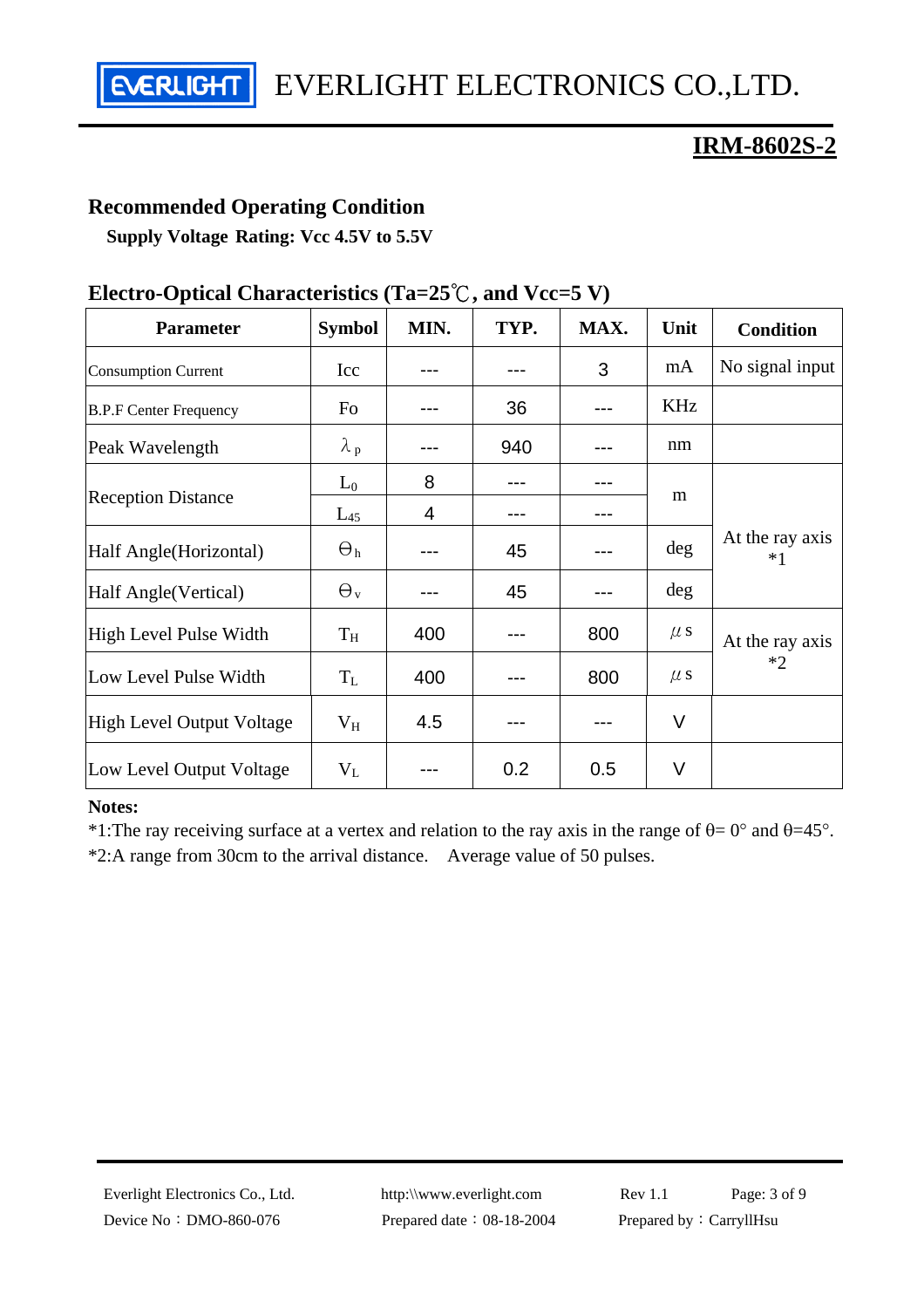## Recommended Operating Condition

**Supply Voltage Rating: Vcc 4.5V to 5.5V**

## Electro-Optical Characteristics (Ta=25℃, and Vcc=5 V)

| Parameter | Symbol | MIN. | TYP. | MAX. | Unit | Condition |
|---|---|---|---|---|---|---|
| Consumption Current | Icc | --- | --- | 3 | mA | No signal input |
| B.P.F Center Frequency | Fo | --- | 36 | --- | KHz | |
| Peak Wavelength | $\lambda_p$ | --- | 940 | --- | nm | |
| Reception Distance | $L_0$ | 8 | --- | --- | m | At the ray axis *1 |
| | $L_{45}$ | 4 | --- | --- | | |
| Half Angle(Horizontal) | $\Theta_h$ | --- | 45 | --- | deg | |
| Half Angle(Vertical) | $\Theta_v$ | --- | 45 | --- | deg | |
| High Level Pulse Width | $T_H$ | 400 | --- | 800 | μs | At the ray axis *2 |
| Low Level Pulse Width | $T_L$ | 400 | --- | 800 | μs | |
| High Level Output Voltage | $V_H$ | 4.5 | --- | --- | V | |
| Low Level Output Voltage | $V_L$ | --- | 0.2 | 0.5 | V | |

**Notes:**

*1:The ray receiving surface at a vertex and relation to the ray axis in the range of $\theta= 0°$ and $\theta=45°$.

*2:A range from 30cm to the arrival distance.　Average value of 50 pulses.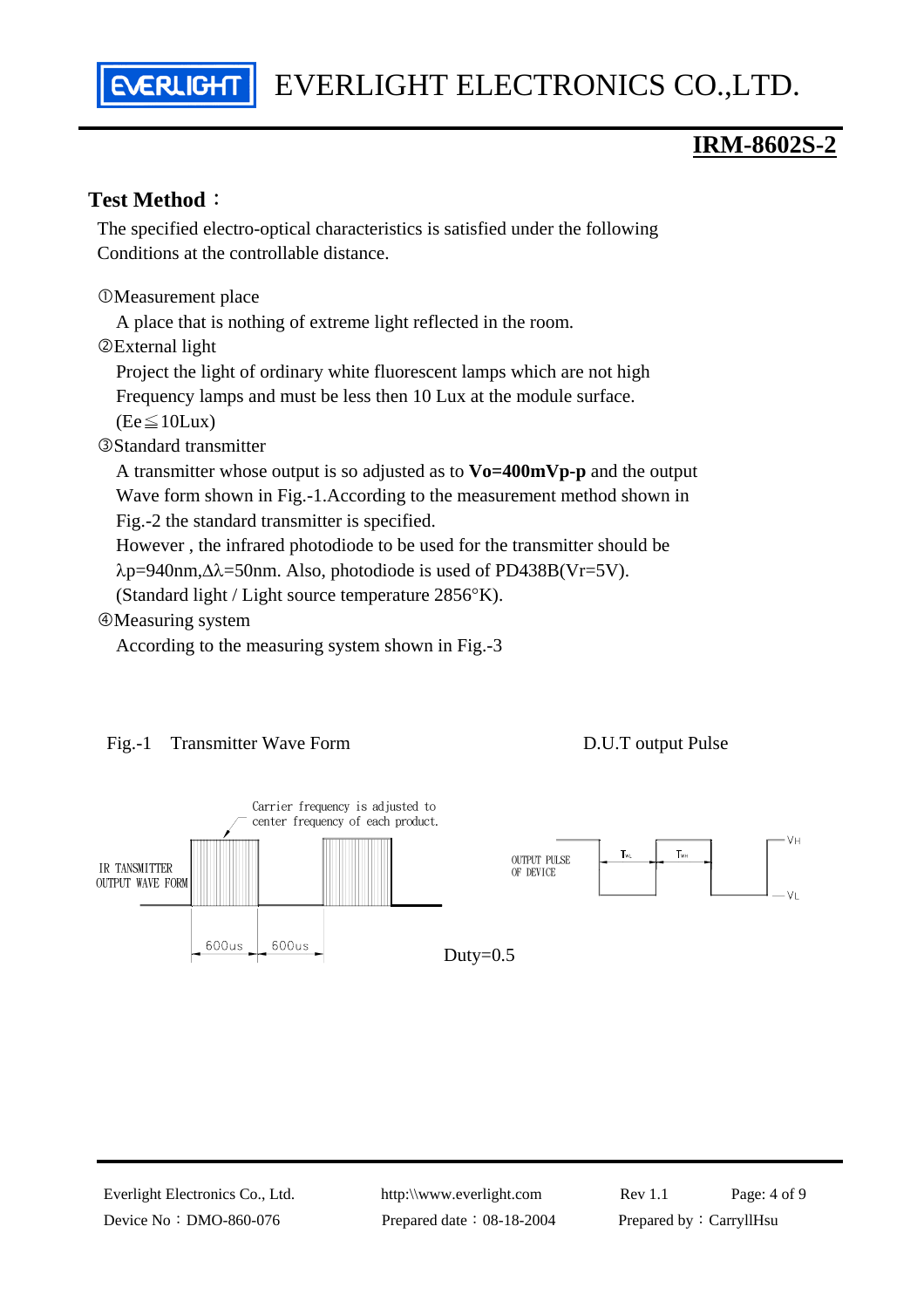## IRM-8602S-2

### Test Method：

The specified electro-optical characteristics is satisfied under the following Conditions at the controllable distance.

①Measurement place

A place that is nothing of extreme light reflected in the room.

②External light

Project the light of ordinary white fluorescent lamps which are not high Frequency lamps and must be less then 10 Lux at the module surface. ($Ee \leqq 10Lux$)

③Standard transmitter

A transmitter whose output is so adjusted as to **Vo=400mVp-p** and the output Wave form shown in Fig.-1.According to the measurement method shown in Fig.-2 the standard transmitter is specified.

However , the infrared photodiode to be used for the transmitter should be $\lambda p$=940nm,$\Delta\lambda$=50nm. Also, photodiode is used of PD438B(Vr=5V). (Standard light / Light source temperature 2856°K).

④Measuring system

According to the measuring system shown in Fig.-3

Fig.-1 Transmitter Wave Form

D.U.T output Pulse

Carrier frequency is adjusted to center frequency of each product.

IR TANSMITTER OUTPUT WAVE FORM

600us 600us

OUTPUT PULSE OF DEVICE

$T_{WL}$ $T_{WH}$

VH

VL

Duty=0.5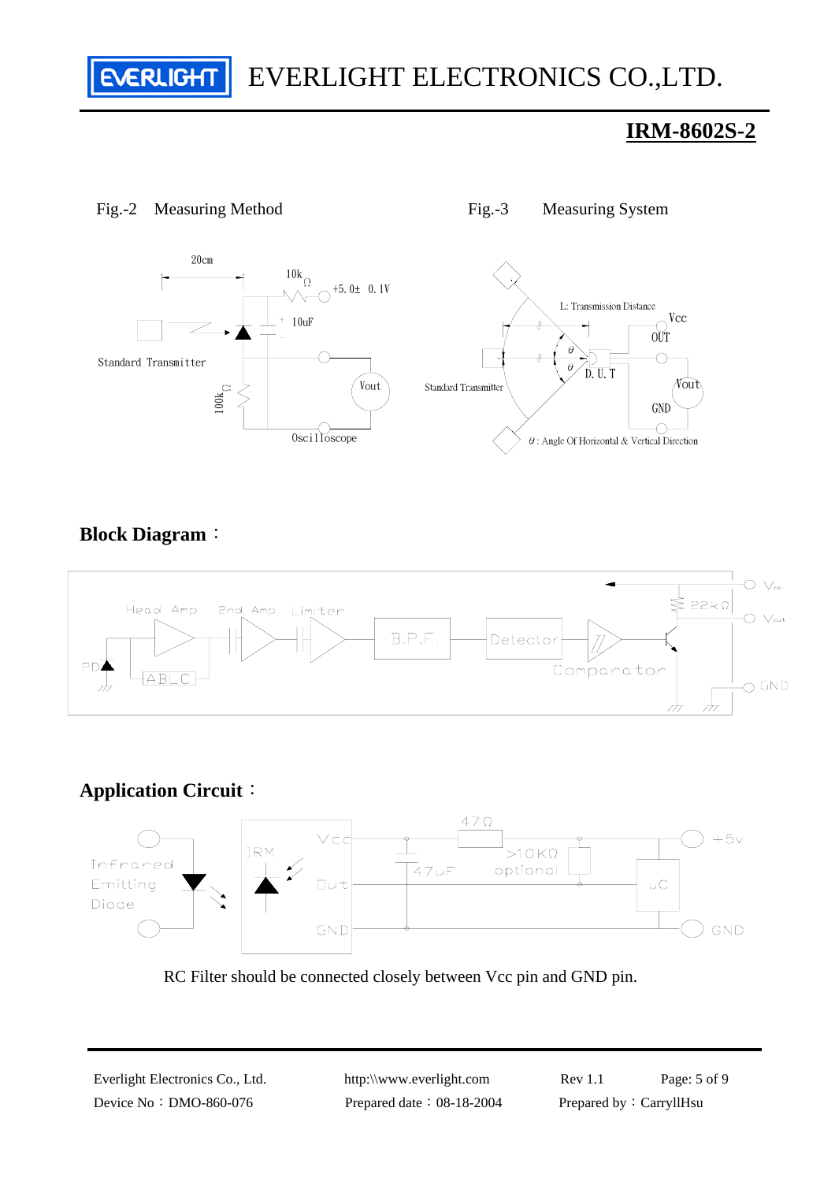## IRM-8602S-2

Fig.-2 Measuring Method

20cm

10k Ω

+5.0± 0.1V

10uF

Standard Transmitter

100k Ω

Vout

Oscilloscope

Fig.-3 Measuring System

L: Transmission Distance

Vcc

OUT

Standard Transmitter

D.U.T

Vout

GND

θ : Angle Of Horizontal & Vertical Direction

### Block Diagram：

Head Amp

2nd Amp

Limiter

B.P.F.

Detector

Comparator

PD

ABLC

22kΩ

Vcc

Vout

GND

### Application Circuit：

Infrared Emitting Diode

IRM

Vcc

Out

GND

47Ω

47uF

>10KΩ optional

uC

+5v

GND

RC Filter should be connected closely between Vcc pin and GND pin.

Everlight Electronics Co., Ltd. http:\\www.everlight.com Rev 1.1

Device No：DMO-860-076 Prepared date：08-18-2004 Prepared by：CarryllHsu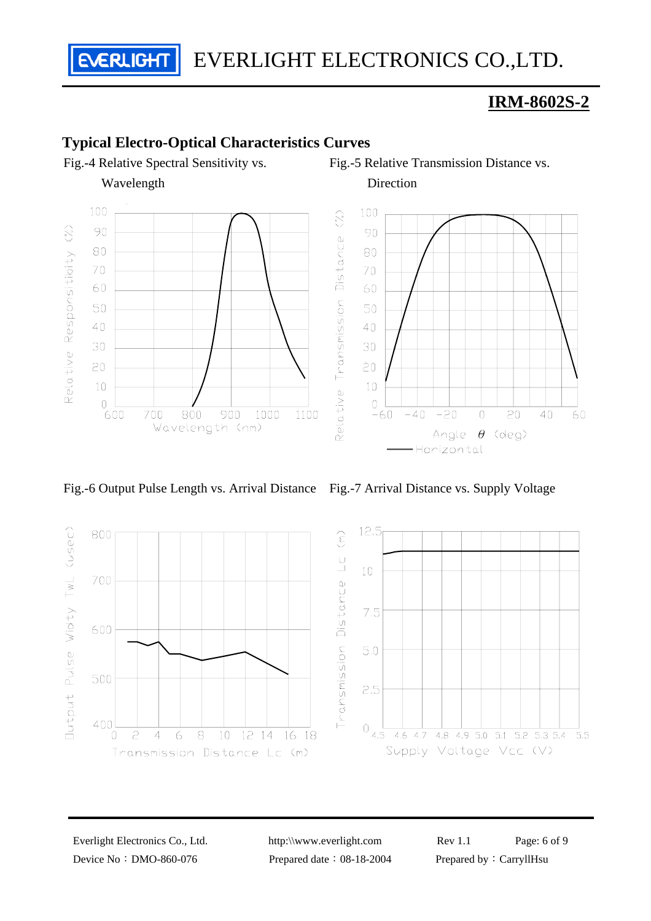## Typical Electro-Optical Characteristics Curves

Fig.-4 Relative Spectral Sensitivity vs. Wavelength

Fig.-5 Relative Transmission Distance vs. Direction

Fig.-6 Output Pulse Length vs. Arrival Distance

Fig.-7 Arrival Distance vs. Supply Voltage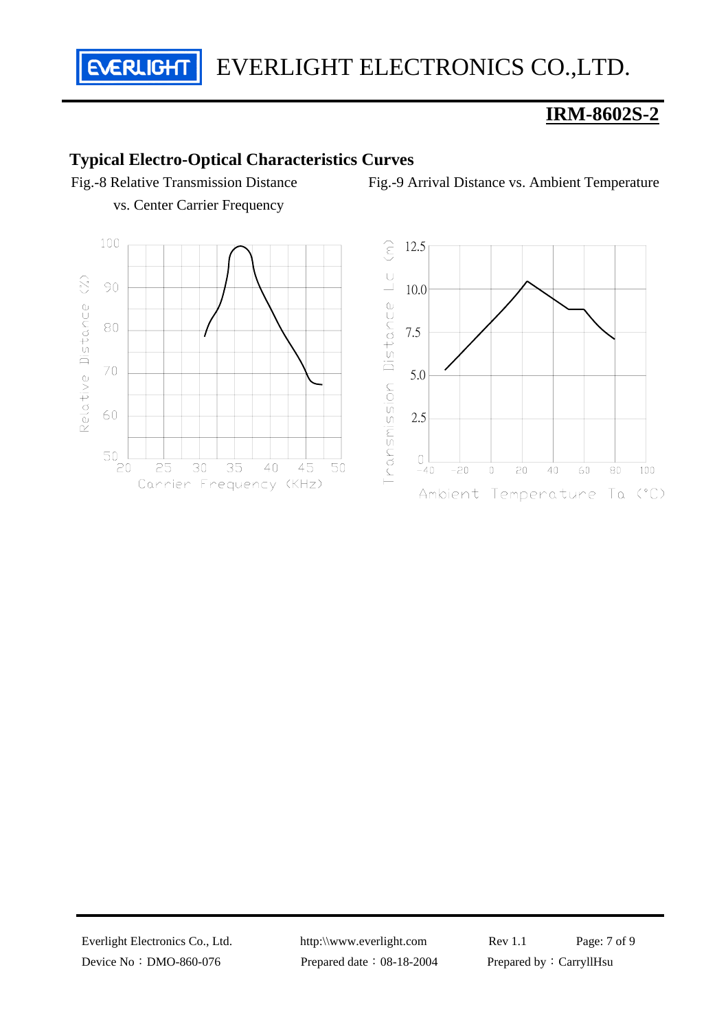## Typical Electro-Optical Characteristics Curves

Fig.-8 Relative Transmission Distance vs. Center Carrier Frequency

Fig.-9 Arrival Distance vs. Ambient Temperature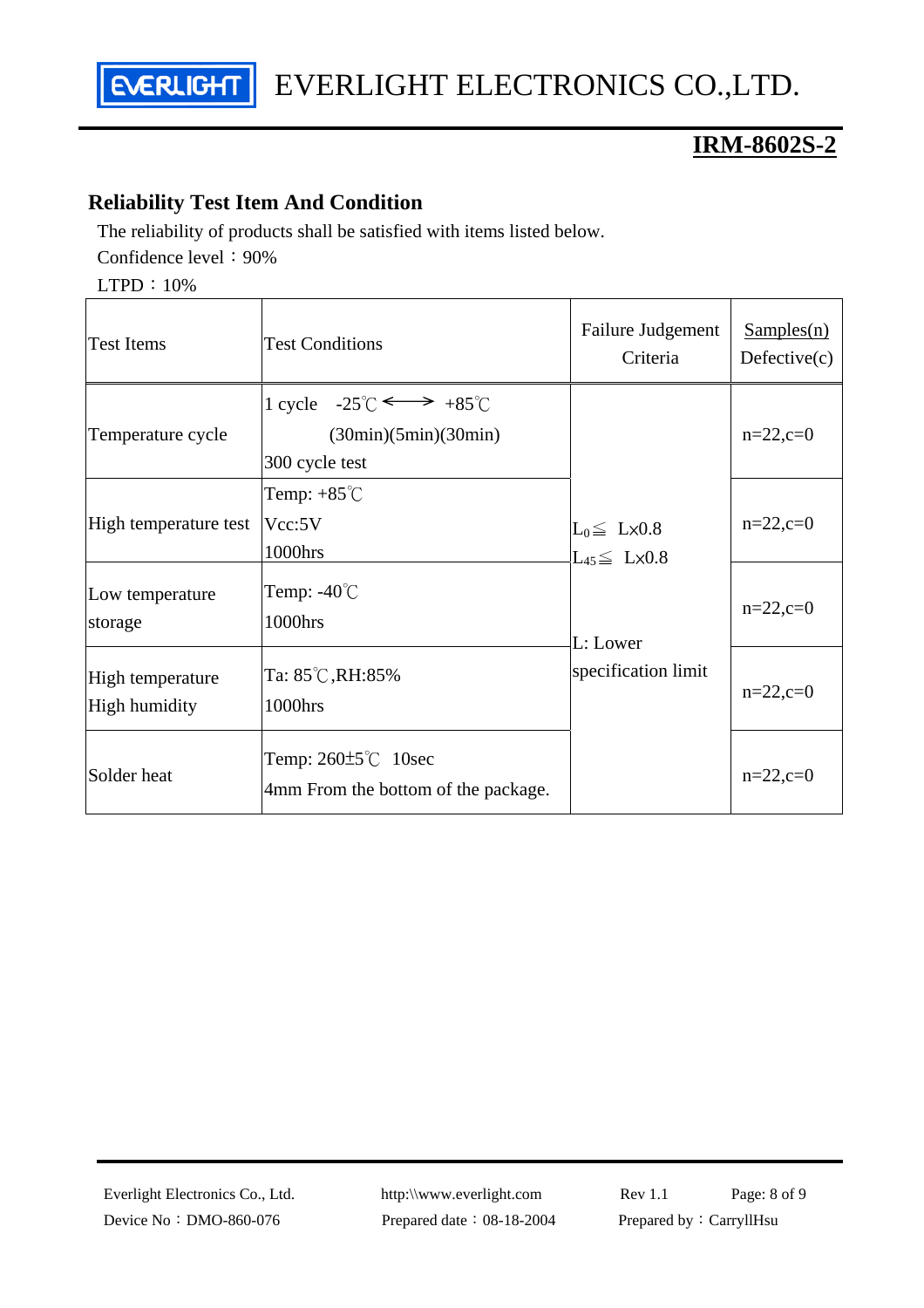## Reliability Test Item And Condition

The reliability of products shall be satisfied with items listed below.

Confidence level：90%

LTPD：10%

| Test Items | Test Conditions | Failure Judgement Criteria | Samples(n) Defective(c) |
|---|---|---|---|
| Temperature cycle | 1 cycle -25℃ ⟷ +85℃ (30min)(5min)(30min) 300 cycle test | $L_0 \leqq$ Lx0.8 $L_{45} \leqq$ Lx0.8 L: Lower specification limit | n=22,c=0 |
| High temperature test | Temp: +85℃ Vcc:5V 1000hrs | | n=22,c=0 |
| Low temperature storage | Temp: -40℃ 1000hrs | | n=22,c=0 |
| High temperature High humidity | Ta: 85℃,RH:85% 1000hrs | | n=22,c=0 |
| Solder heat | Temp: 260±5℃ 10sec 4mm From the bottom of the package. | | n=22,c=0 |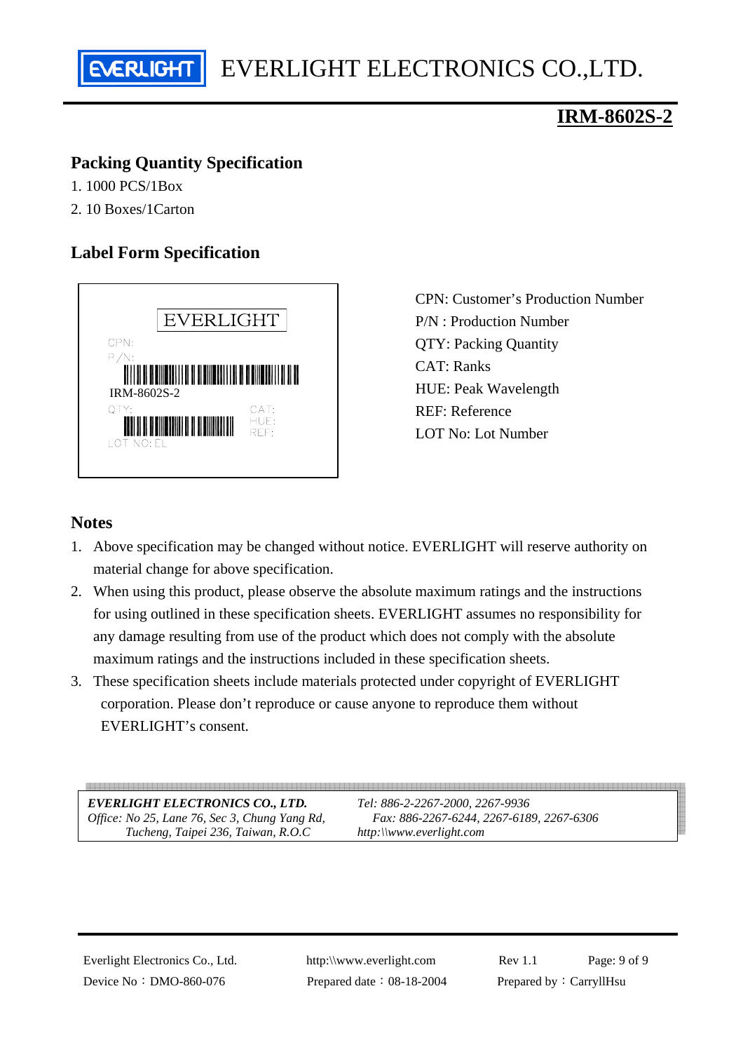## Packing Quantity Specification

1. 1000 PCS/1Box
2. 10 Boxes/1Carton

## Label Form Specification

EVERLIGHT

CPN:

P/N:

IRM-8602S-2

QTY:

CAT:

HUE:

REF:

LOT NO: EL

CPN: Customer's Production Number

P/N : Production Number

QTY: Packing Quantity

CAT: Ranks

HUE: Peak Wavelength

REF: Reference

LOT No: Lot Number

## Notes

1. Above specification may be changed without notice. EVERLIGHT will reserve authority on material change for above specification.
2. When using this product, please observe the absolute maximum ratings and the instructions for using outlined in these specification sheets. EVERLIGHT assumes no responsibility for any damage resulting from use of the product which does not comply with the absolute maximum ratings and the instructions included in these specification sheets.
3. These specification sheets include materials protected under copyright of EVERLIGHT corporation. Please don't reproduce or cause anyone to reproduce them without EVERLIGHT's consent.

| | |
|---|---|
| ***EVERLIGHT ELECTRONICS CO., LTD.*** | *Tel: 886-2-2267-2000, 2267-9936* |
| *Office: No 25, Lane 76, Sec 3, Chung Yang Rd,* | *Fax: 886-2267-6244, 2267-6189, 2267-6306* |
| *Tucheng, Taipei 236, Taiwan, R.O.C* | *http:\\www.everlight.com* |